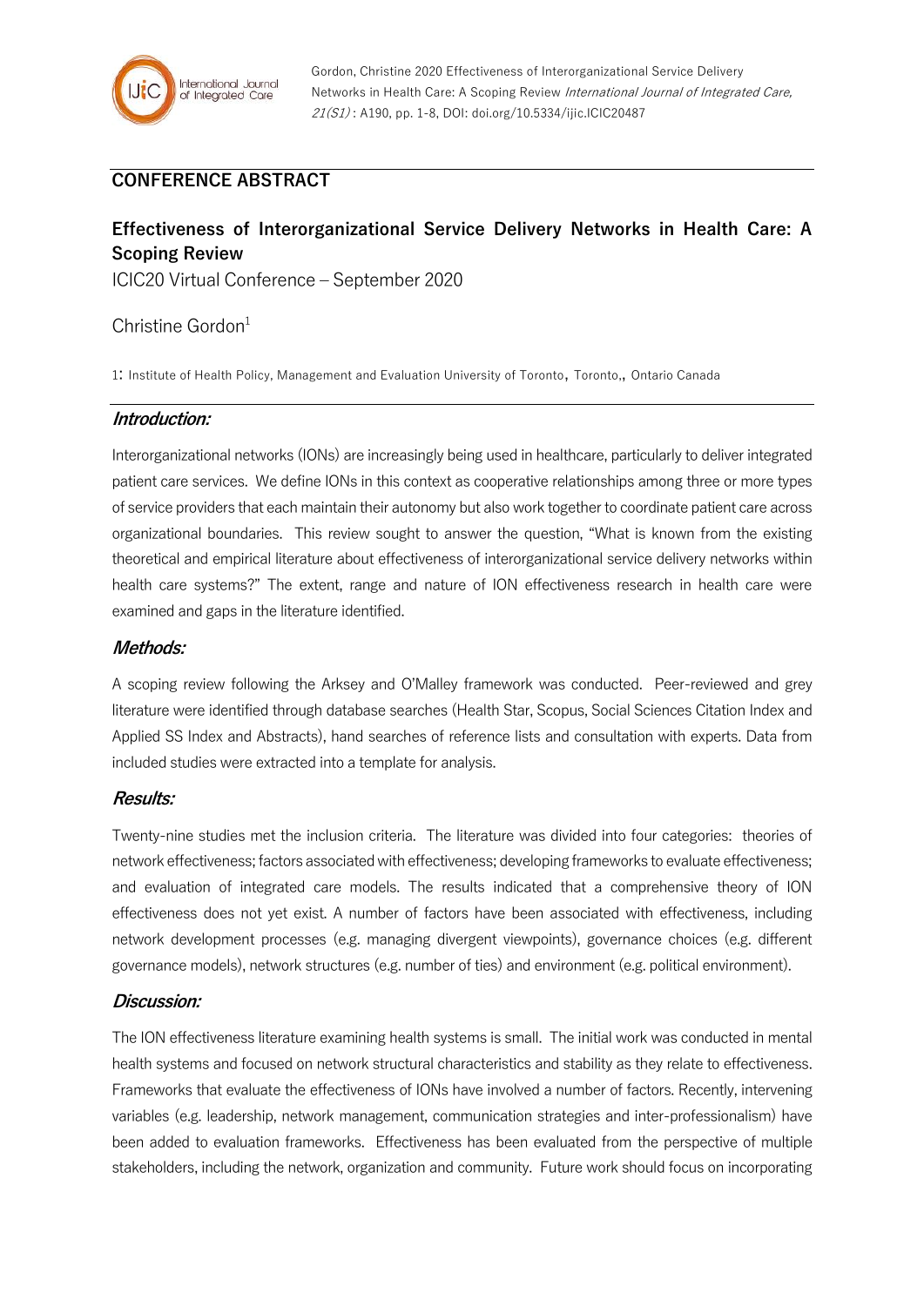Gordon, Christine 2020 Effectiveness of Interorganizational Service Delivery Networks in Health Care: A Scoping Review *International Journal of Integrated Care, 21(S1)* : A190, pp. 1-8, DOI: doi.org/10.5334/ijic.ICIC20487

## CONFERENCE ABSTRACT

# Effectiveness of Interorganizational Service Delivery Networks in Health Care: A Scoping Review

ICIC20 Virtual Conference – September 2020

Christine Gordon[1]

1: Institute of Health Policy, Management and Evaluation University of Toronto, Toronto,, Ontario Canada

### *Introduction:*

Interorganizational networks (IONs) are increasingly being used in healthcare, particularly to deliver integrated patient care services. We define IONs in this context as cooperative relationships among three or more types of service providers that each maintain their autonomy but also work together to coordinate patient care across organizational boundaries. This review sought to answer the question, "What is known from the existing theoretical and empirical literature about effectiveness of interorganizational service delivery networks within health care systems?" The extent, range and nature of ION effectiveness research in health care were examined and gaps in the literature identified.

### *Methods:*

A scoping review following the Arksey and O'Malley framework was conducted. Peer-reviewed and grey literature were identified through database searches (Health Star, Scopus, Social Sciences Citation Index and Applied SS Index and Abstracts), hand searches of reference lists and consultation with experts. Data from included studies were extracted into a template for analysis.

### *Results:*

Twenty-nine studies met the inclusion criteria. The literature was divided into four categories: theories of network effectiveness; factors associated with effectiveness; developing frameworks to evaluate effectiveness; and evaluation of integrated care models. The results indicated that a comprehensive theory of ION effectiveness does not yet exist. A number of factors have been associated with effectiveness, including network development processes (e.g. managing divergent viewpoints), governance choices (e.g. different governance models), network structures (e.g. number of ties) and environment (e.g. political environment).

### *Discussion:*

The ION effectiveness literature examining health systems is small. The initial work was conducted in mental health systems and focused on network structural characteristics and stability as they relate to effectiveness. Frameworks that evaluate the effectiveness of IONs have involved a number of factors. Recently, intervening variables (e.g. leadership, network management, communication strategies and inter-professionalism) have been added to evaluation frameworks. Effectiveness has been evaluated from the perspective of multiple stakeholders, including the network, organization and community. Future work should focus on incorporating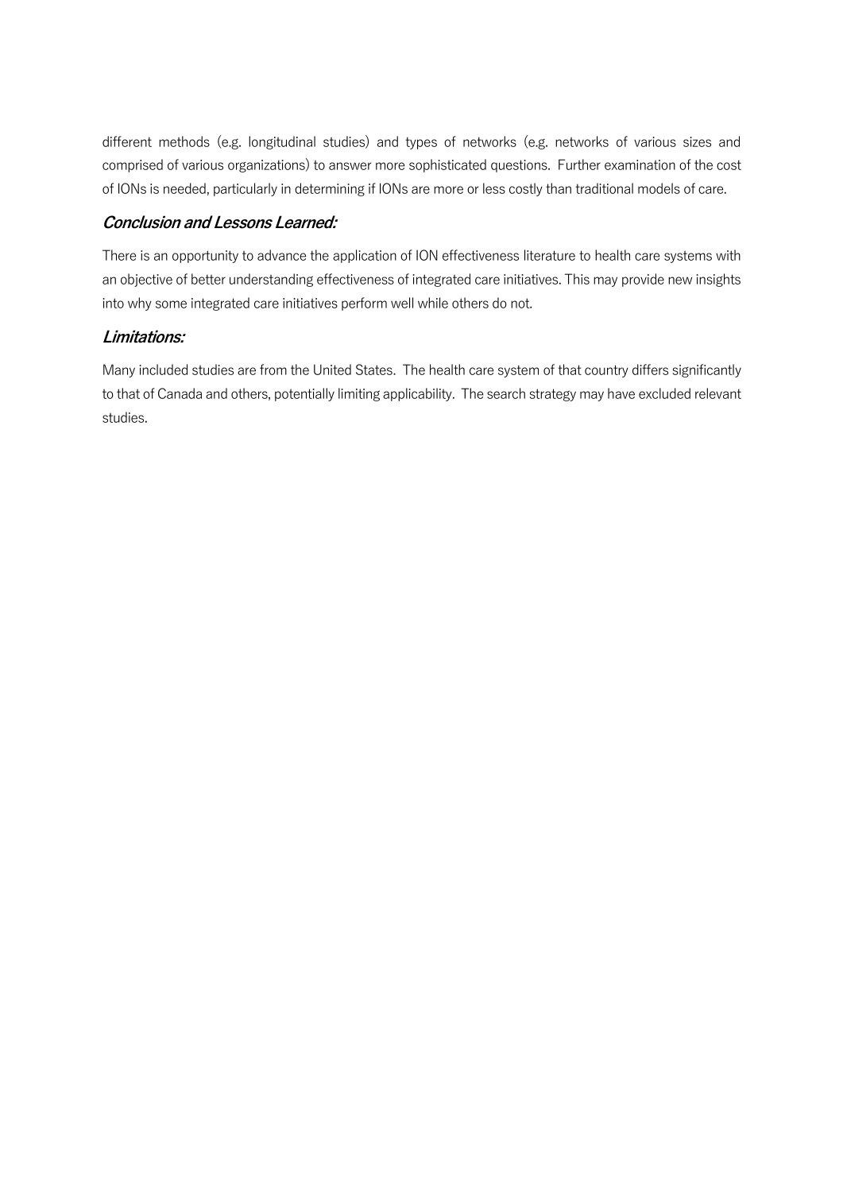different methods (e.g. longitudinal studies) and types of networks (e.g. networks of various sizes and comprised of various organizations) to answer more sophisticated questions. Further examination of the cost of IONs is needed, particularly in determining if IONs are more or less costly than traditional models of care.

### *Conclusion and Lessons Learned:*

There is an opportunity to advance the application of ION effectiveness literature to health care systems with an objective of better understanding effectiveness of integrated care initiatives. This may provide new insights into why some integrated care initiatives perform well while others do not.

### *Limitations:*

Many included studies are from the United States. The health care system of that country differs significantly to that of Canada and others, potentially limiting applicability. The search strategy may have excluded relevant studies.